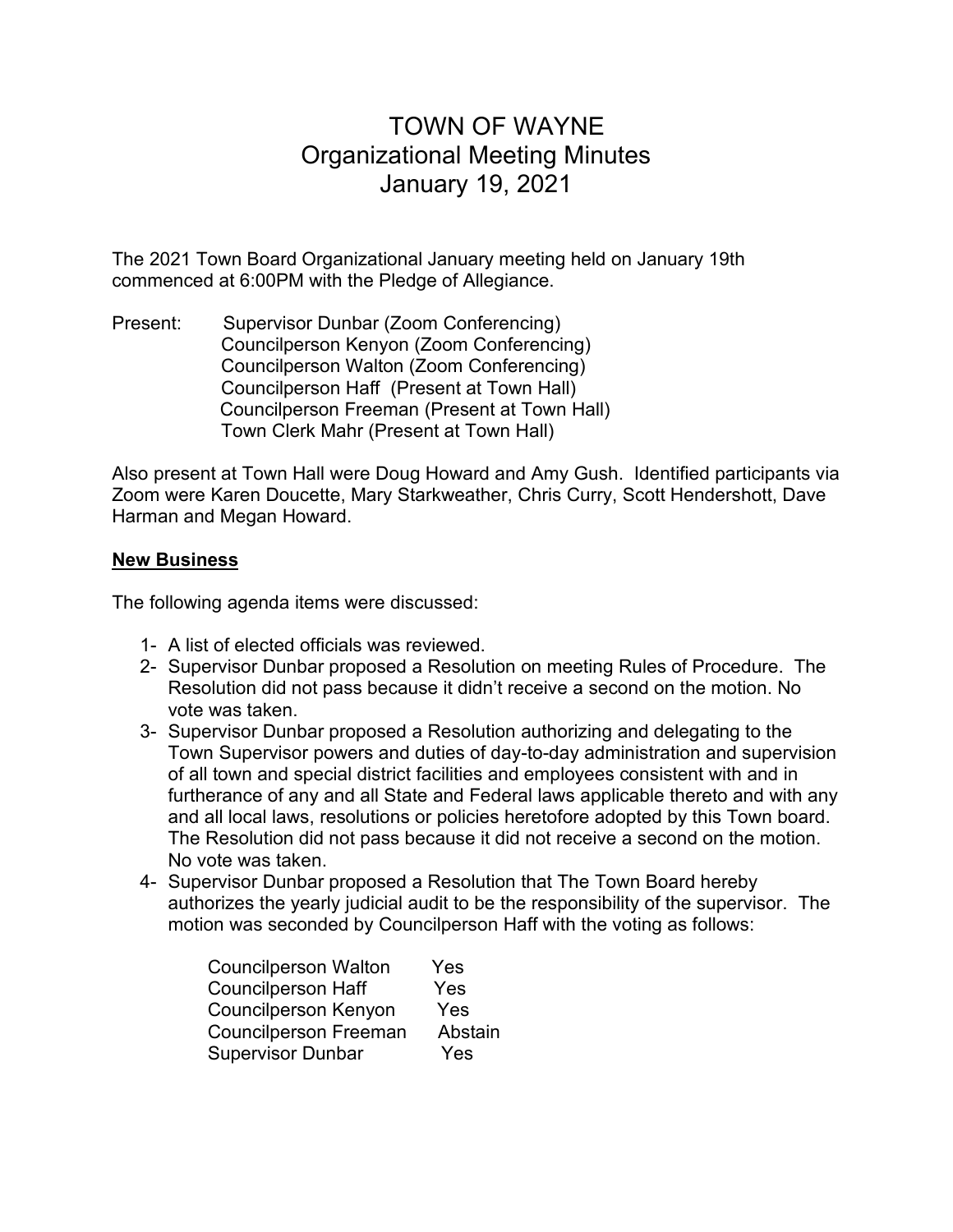# TOWN OF WAYNE
## Organizational Meeting Minutes
## January 19, 2021

The 2021 Town Board Organizational January meeting held on January 19th commenced at 6:00PM with the Pledge of Allegiance.

Present: Supervisor Dunbar (Zoom Conferencing)
Councilperson Kenyon (Zoom Conferencing)
Councilperson Walton (Zoom Conferencing)
Councilperson Haff (Present at Town Hall)
Councilperson Freeman (Present at Town Hall)
Town Clerk Mahr (Present at Town Hall)

Also present at Town Hall were Doug Howard and Amy Gush. Identified participants via Zoom were Karen Doucette, Mary Starkweather, Chris Curry, Scott Hendershott, Dave Harman and Megan Howard.

**New Business**

The following agenda items were discussed:

1- A list of elected officials was reviewed.

2- Supervisor Dunbar proposed a Resolution on meeting Rules of Procedure. The Resolution did not pass because it didn't receive a second on the motion. No vote was taken.

3- Supervisor Dunbar proposed a Resolution authorizing and delegating to the Town Supervisor powers and duties of day-to-day administration and supervision of all town and special district facilities and employees consistent with and in furtherance of any and all State and Federal laws applicable thereto and with any and all local laws, resolutions or policies heretofore adopted by this Town board. The Resolution did not pass because it did not receive a second on the motion. No vote was taken.

4- Supervisor Dunbar proposed a Resolution that The Town Board hereby authorizes the yearly judicial audit to be the responsibility of the supervisor. The motion was seconded by Councilperson Haff with the voting as follows:

| | |
|---|---|
| Councilperson Walton | Yes |
| Councilperson Haff | Yes |
| Councilperson Kenyon | Yes |
| Councilperson Freeman | Abstain |
| Supervisor Dunbar | Yes |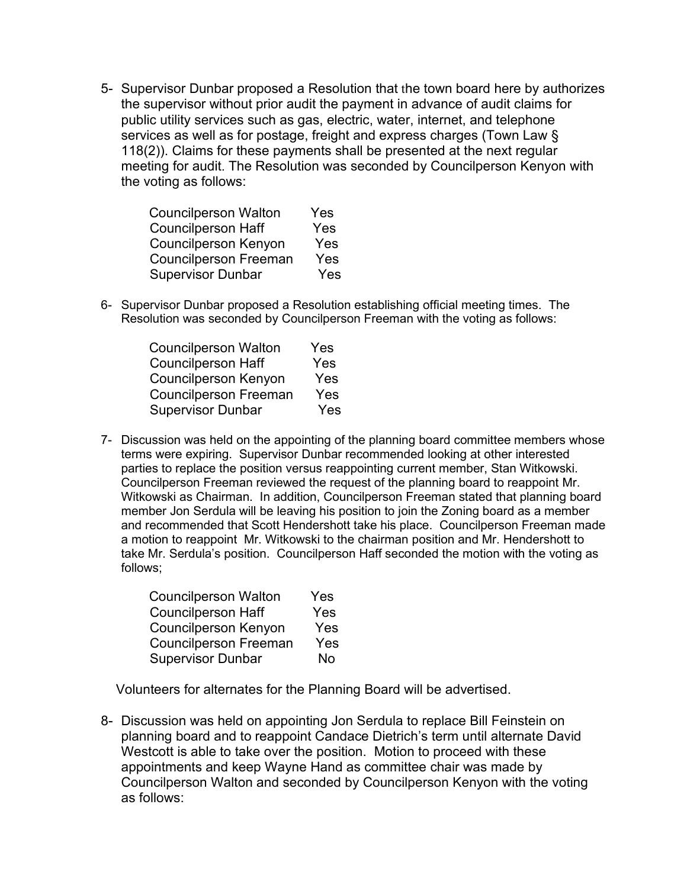5- Supervisor Dunbar proposed a Resolution that the town board here by authorizes the supervisor without prior audit the payment in advance of audit claims for public utility services such as gas, electric, water, internet, and telephone services as well as for postage, freight and express charges (Town Law § 118(2)). Claims for these payments shall be presented at the next regular meeting for audit. The Resolution was seconded by Councilperson Kenyon with the voting as follows:

| | |
|---|---|
| Councilperson Walton | Yes |
| Councilperson Haff | Yes |
| Councilperson Kenyon | Yes |
| Councilperson Freeman | Yes |
| Supervisor Dunbar | Yes |

6- Supervisor Dunbar proposed a Resolution establishing official meeting times. The Resolution was seconded by Councilperson Freeman with the voting as follows:

| | |
|---|---|
| Councilperson Walton | Yes |
| Councilperson Haff | Yes |
| Councilperson Kenyon | Yes |
| Councilperson Freeman | Yes |
| Supervisor Dunbar | Yes |

7- Discussion was held on the appointing of the planning board committee members whose terms were expiring. Supervisor Dunbar recommended looking at other interested parties to replace the position versus reappointing current member, Stan Witkowski. Councilperson Freeman reviewed the request of the planning board to reappoint Mr. Witkowski as Chairman. In addition, Councilperson Freeman stated that planning board member Jon Serdula will be leaving his position to join the Zoning board as a member and recommended that Scott Hendershott take his place. Councilperson Freeman made a motion to reappoint Mr. Witkowski to the chairman position and Mr. Hendershott to take Mr. Serdula's position. Councilperson Haff seconded the motion with the voting as follows;

| | |
|---|---|
| Councilperson Walton | Yes |
| Councilperson Haff | Yes |
| Councilperson Kenyon | Yes |
| Councilperson Freeman | Yes |
| Supervisor Dunbar | No |

Volunteers for alternates for the Planning Board will be advertised.

8- Discussion was held on appointing Jon Serdula to replace Bill Feinstein on planning board and to reappoint Candace Dietrich's term until alternate David Westcott is able to take over the position. Motion to proceed with these appointments and keep Wayne Hand as committee chair was made by Councilperson Walton and seconded by Councilperson Kenyon with the voting as follows: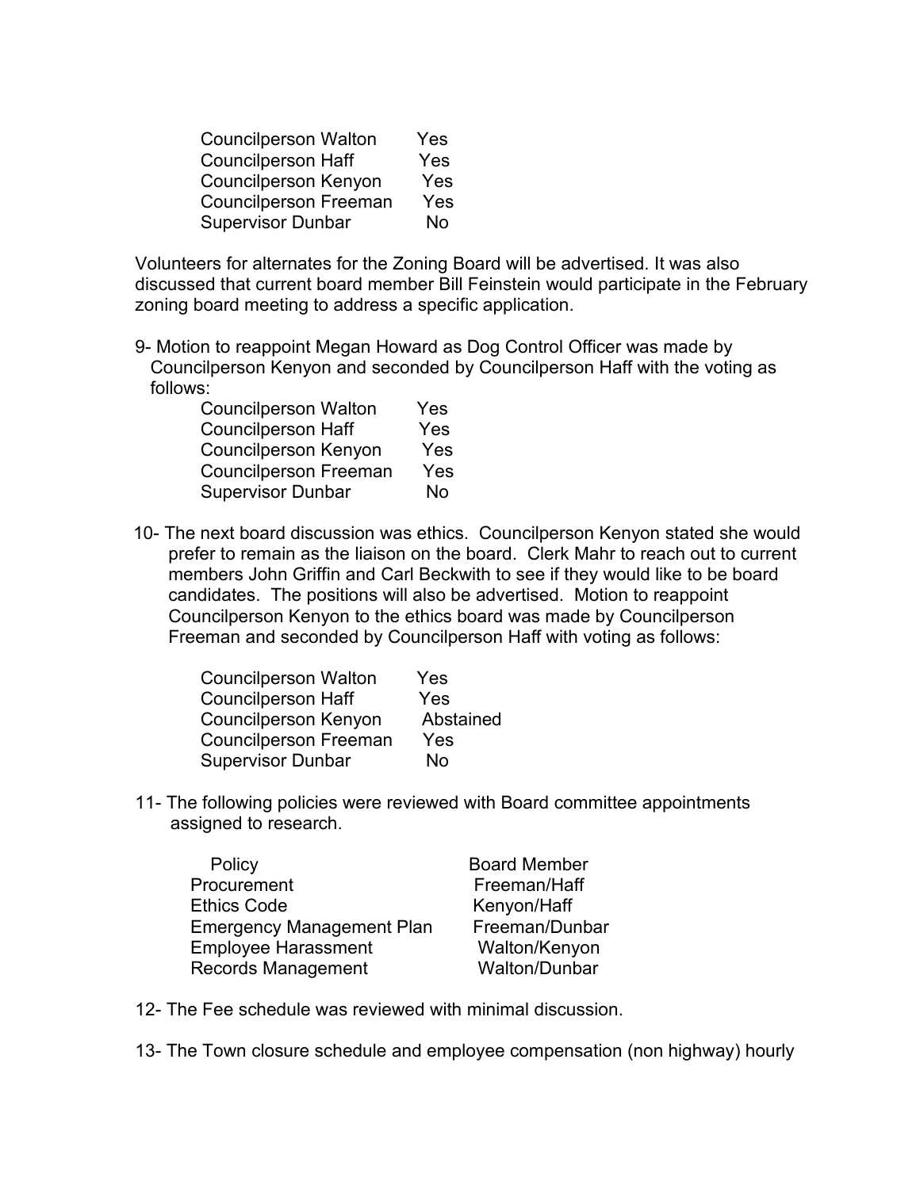| | |
|---|---|
| Councilperson Walton | Yes |
| Councilperson Haff | Yes |
| Councilperson Kenyon | Yes |
| Councilperson Freeman | Yes |
| Supervisor Dunbar | No |

Volunteers for alternates for the Zoning Board will be advertised. It was also discussed that current board member Bill Feinstein would participate in the February zoning board meeting to address a specific application.

9- Motion to reappoint Megan Howard as Dog Control Officer was made by Councilperson Kenyon and seconded by Councilperson Haff with the voting as follows:

| | |
|---|---|
| Councilperson Walton | Yes |
| Councilperson Haff | Yes |
| Councilperson Kenyon | Yes |
| Councilperson Freeman | Yes |
| Supervisor Dunbar | No |

10- The next board discussion was ethics. Councilperson Kenyon stated she would prefer to remain as the liaison on the board. Clerk Mahr to reach out to current members John Griffin and Carl Beckwith to see if they would like to be board candidates. The positions will also be advertised. Motion to reappoint Councilperson Kenyon to the ethics board was made by Councilperson Freeman and seconded by Councilperson Haff with voting as follows:

| | |
|---|---|
| Councilperson Walton | Yes |
| Councilperson Haff | Yes |
| Councilperson Kenyon | Abstained |
| Councilperson Freeman | Yes |
| Supervisor Dunbar | No |

11- The following policies were reviewed with Board committee appointments assigned to research.

| Policy | Board Member |
|---|---|
| Procurement | Freeman/Haff |
| Ethics Code | Kenyon/Haff |
| Emergency Management Plan | Freeman/Dunbar |
| Employee Harassment | Walton/Kenyon |
| Records Management | Walton/Dunbar |

12- The Fee schedule was reviewed with minimal discussion.

13- The Town closure schedule and employee compensation (non highway) hourly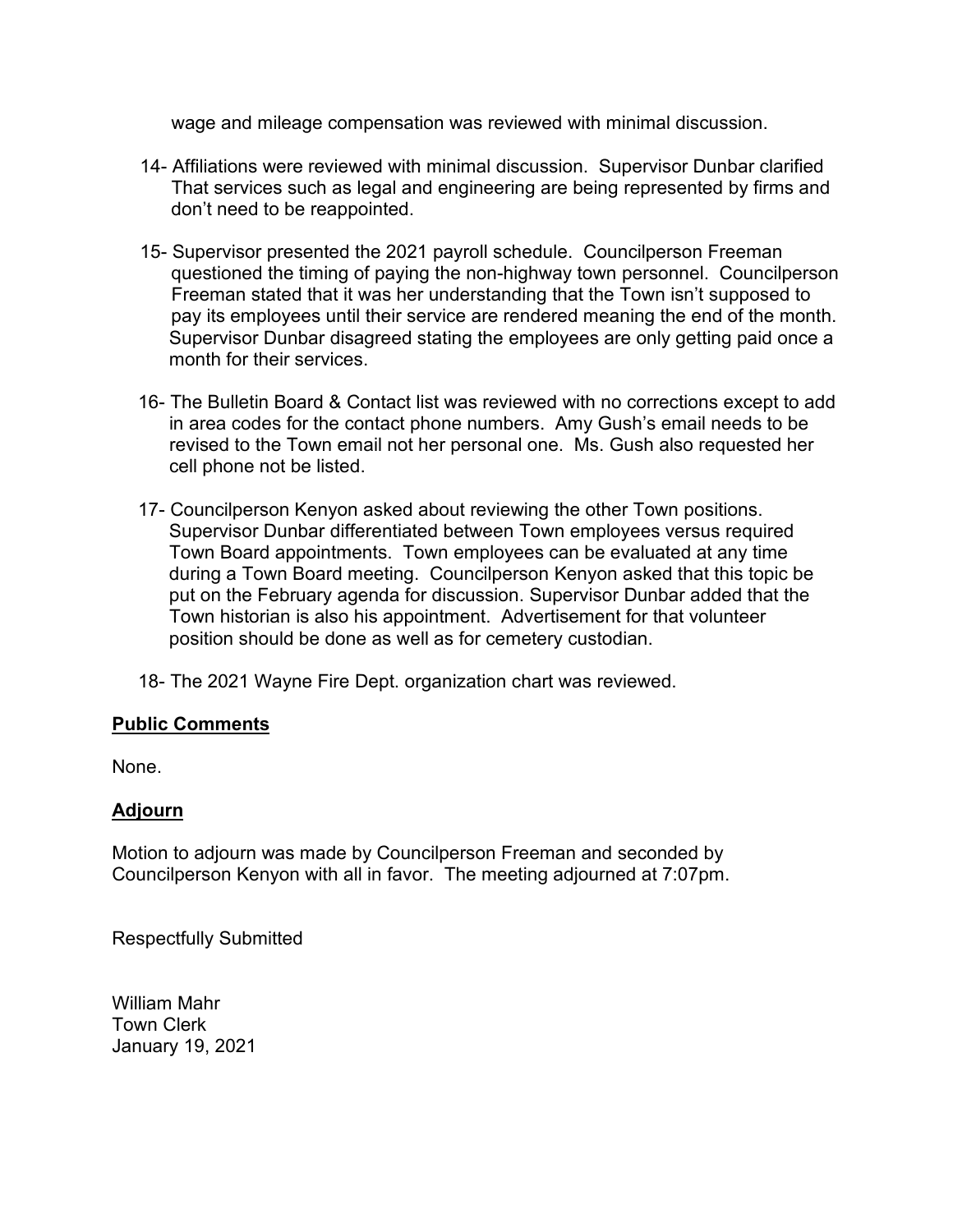wage and mileage compensation was reviewed with minimal discussion.

14- Affiliations were reviewed with minimal discussion. Supervisor Dunbar clarified That services such as legal and engineering are being represented by firms and don't need to be reappointed.

15- Supervisor presented the 2021 payroll schedule. Councilperson Freeman questioned the timing of paying the non-highway town personnel. Councilperson Freeman stated that it was her understanding that the Town isn't supposed to pay its employees until their service are rendered meaning the end of the month. Supervisor Dunbar disagreed stating the employees are only getting paid once a month for their services.

16- The Bulletin Board & Contact list was reviewed with no corrections except to add in area codes for the contact phone numbers. Amy Gush's email needs to be revised to the Town email not her personal one. Ms. Gush also requested her cell phone not be listed.

17- Councilperson Kenyon asked about reviewing the other Town positions. Supervisor Dunbar differentiated between Town employees versus required Town Board appointments. Town employees can be evaluated at any time during a Town Board meeting. Councilperson Kenyon asked that this topic be put on the February agenda for discussion. Supervisor Dunbar added that the Town historian is also his appointment. Advertisement for that volunteer position should be done as well as for cemetery custodian.

18- The 2021 Wayne Fire Dept. organization chart was reviewed.

**Public Comments**

None.

**Adjourn**

Motion to adjourn was made by Councilperson Freeman and seconded by Councilperson Kenyon with all in favor. The meeting adjourned at 7:07pm.

Respectfully Submitted

William Mahr
Town Clerk
January 19, 2021